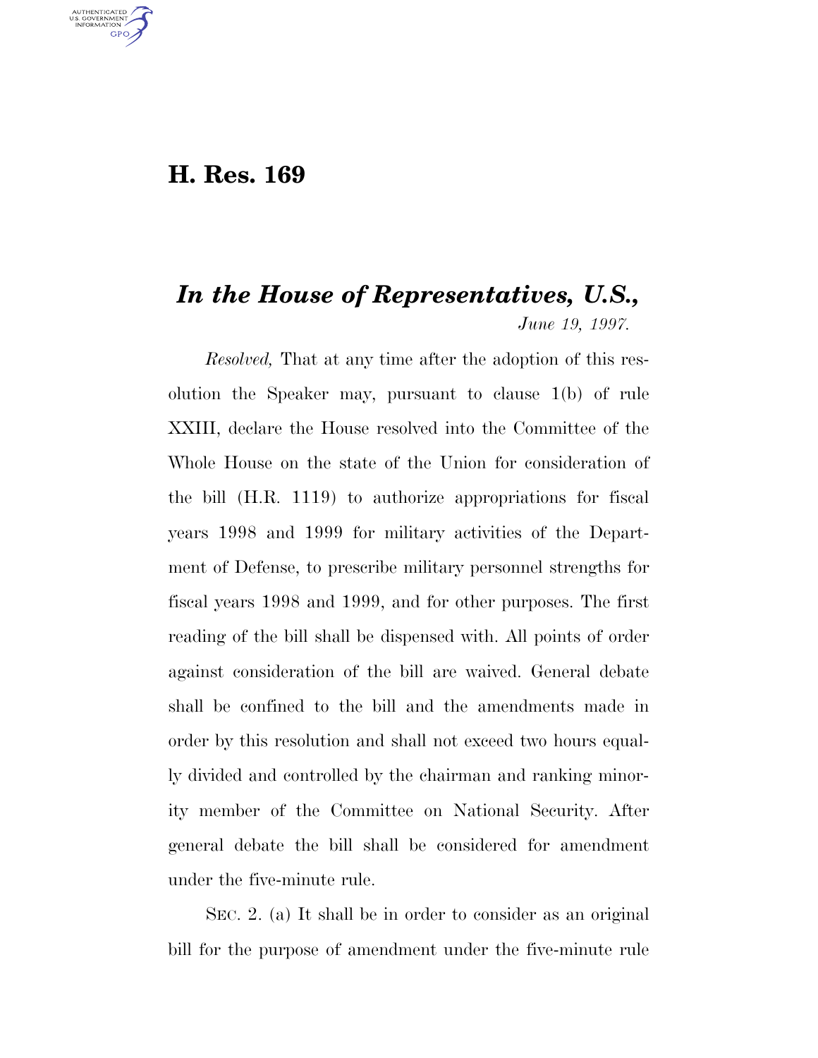# H. Res. 169

## *In the House of Representatives, U.S.,*

*June 19, 1997.*

*Resolved,* That at any time after the adoption of this resolution the Speaker may, pursuant to clause 1(b) of rule XXIII, declare the House resolved into the Committee of the Whole House on the state of the Union for consideration of the bill (H.R. 1119) to authorize appropriations for fiscal years 1998 and 1999 for military activities of the Department of Defense, to prescribe military personnel strengths for fiscal years 1998 and 1999, and for other purposes. The first reading of the bill shall be dispensed with. All points of order against consideration of the bill are waived. General debate shall be confined to the bill and the amendments made in order by this resolution and shall not exceed two hours equally divided and controlled by the chairman and ranking minority member of the Committee on National Security. After general debate the bill shall be considered for amendment under the five-minute rule.

SEC. 2. (a) It shall be in order to consider as an original bill for the purpose of amendment under the five-minute rule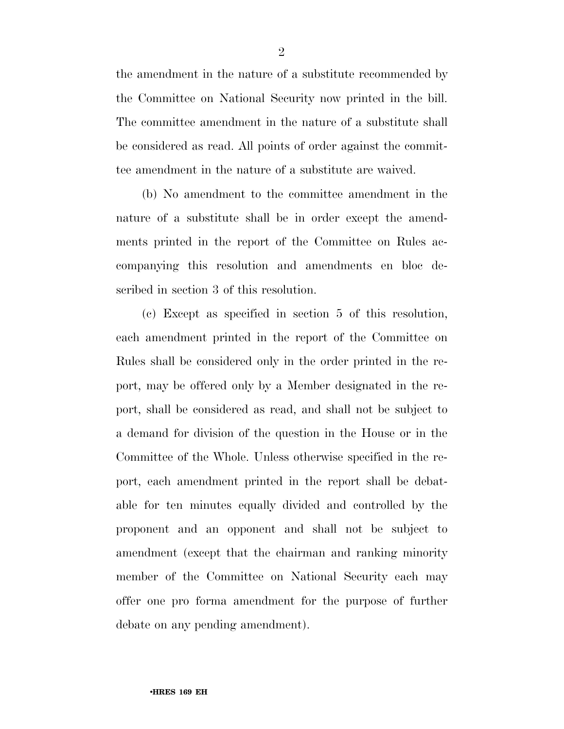the amendment in the nature of a substitute recommended by the Committee on National Security now printed in the bill. The committee amendment in the nature of a substitute shall be considered as read. All points of order against the committee amendment in the nature of a substitute are waived.

(b) No amendment to the committee amendment in the nature of a substitute shall be in order except the amendments printed in the report of the Committee on Rules accompanying this resolution and amendments en bloc described in section 3 of this resolution.

(c) Except as specified in section 5 of this resolution, each amendment printed in the report of the Committee on Rules shall be considered only in the order printed in the report, may be offered only by a Member designated in the report, shall be considered as read, and shall not be subject to a demand for division of the question in the House or in the Committee of the Whole. Unless otherwise specified in the report, each amendment printed in the report shall be debatable for ten minutes equally divided and controlled by the proponent and an opponent and shall not be subject to amendment (except that the chairman and ranking minority member of the Committee on National Security each may offer one pro forma amendment for the purpose of further debate on any pending amendment).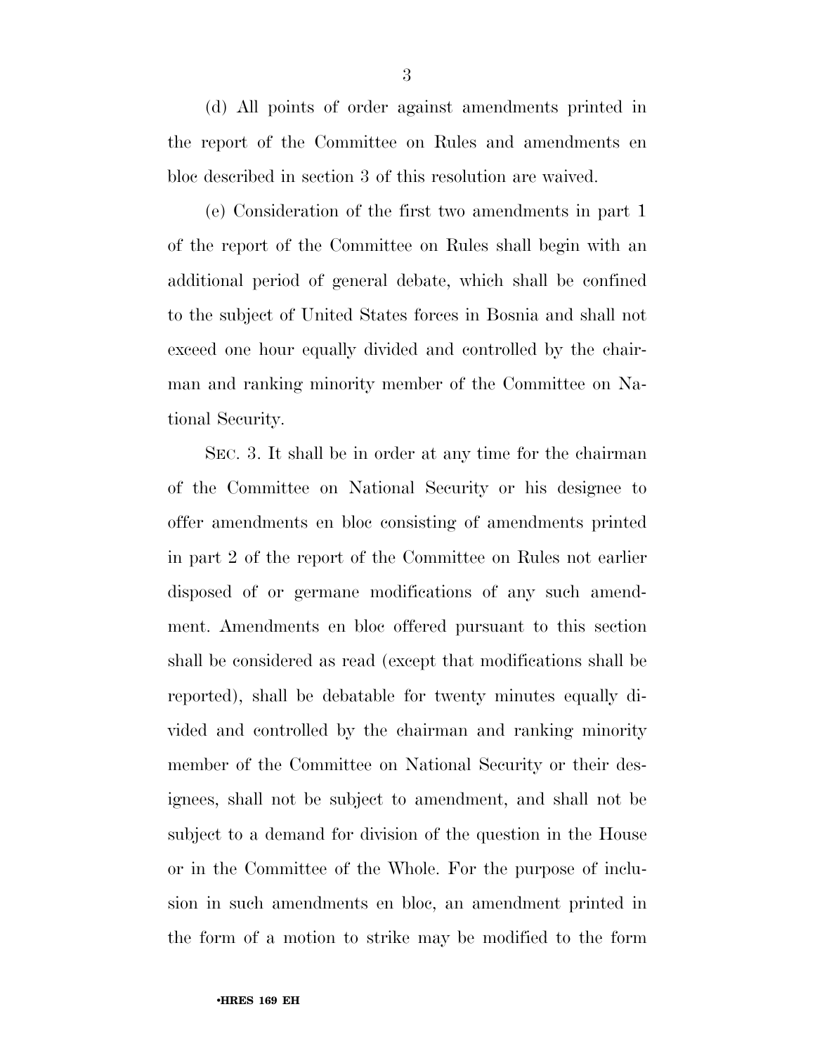(d) All points of order against amendments printed in the report of the Committee on Rules and amendments en bloc described in section 3 of this resolution are waived.

(e) Consideration of the first two amendments in part 1 of the report of the Committee on Rules shall begin with an additional period of general debate, which shall be confined to the subject of United States forces in Bosnia and shall not exceed one hour equally divided and controlled by the chairman and ranking minority member of the Committee on National Security.

SEC. 3. It shall be in order at any time for the chairman of the Committee on National Security or his designee to offer amendments en bloc consisting of amendments printed in part 2 of the report of the Committee on Rules not earlier disposed of or germane modifications of any such amendment. Amendments en bloc offered pursuant to this section shall be considered as read (except that modifications shall be reported), shall be debatable for twenty minutes equally divided and controlled by the chairman and ranking minority member of the Committee on National Security or their designees, shall not be subject to amendment, and shall not be subject to a demand for division of the question in the House or in the Committee of the Whole. For the purpose of inclusion in such amendments en bloc, an amendment printed in the form of a motion to strike may be modified to the form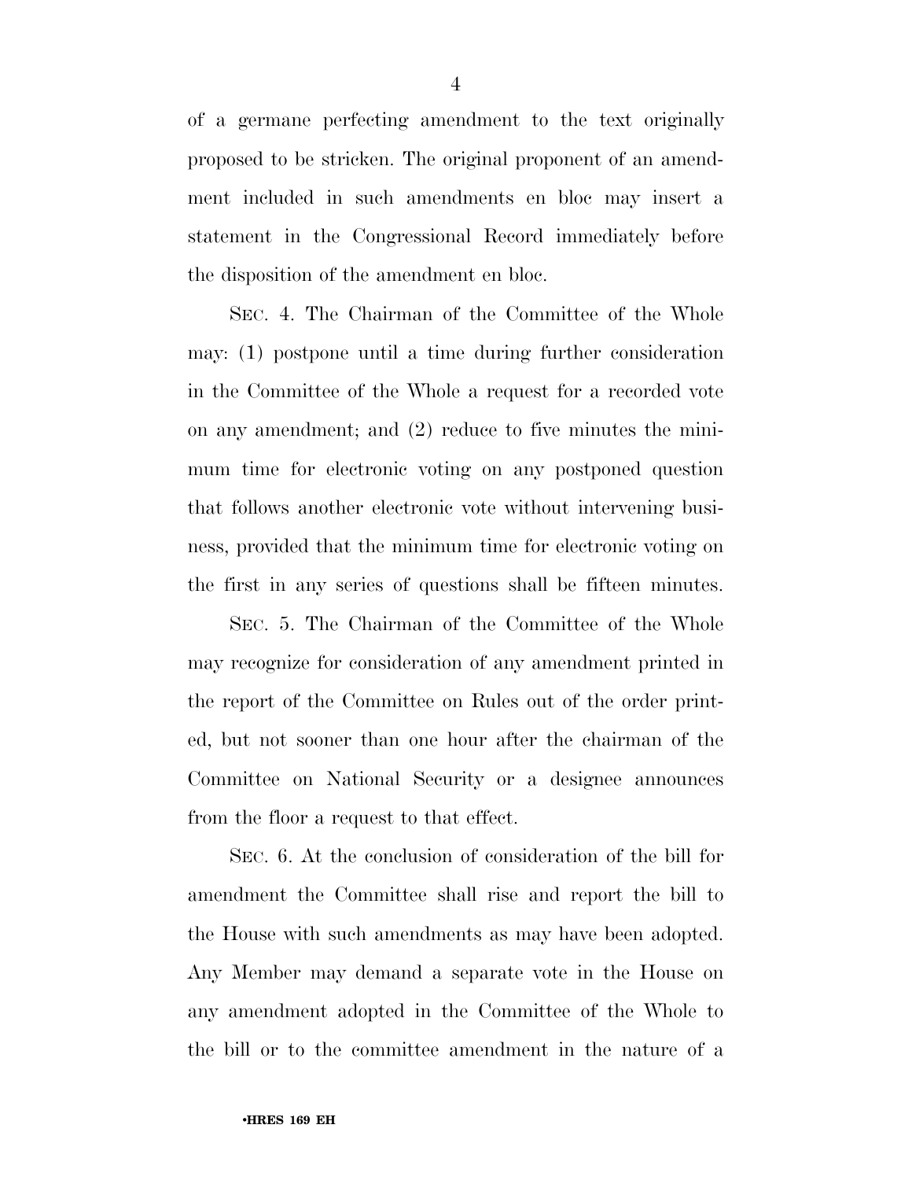of a germane perfecting amendment to the text originally proposed to be stricken. The original proponent of an amendment included in such amendments en bloc may insert a statement in the Congressional Record immediately before the disposition of the amendment en bloc.

SEC. 4. The Chairman of the Committee of the Whole may: (1) postpone until a time during further consideration in the Committee of the Whole a request for a recorded vote on any amendment; and (2) reduce to five minutes the minimum time for electronic voting on any postponed question that follows another electronic vote without intervening business, provided that the minimum time for electronic voting on the first in any series of questions shall be fifteen minutes.

SEC. 5. The Chairman of the Committee of the Whole may recognize for consideration of any amendment printed in the report of the Committee on Rules out of the order printed, but not sooner than one hour after the chairman of the Committee on National Security or a designee announces from the floor a request to that effect.

SEC. 6. At the conclusion of consideration of the bill for amendment the Committee shall rise and report the bill to the House with such amendments as may have been adopted. Any Member may demand a separate vote in the House on any amendment adopted in the Committee of the Whole to the bill or to the committee amendment in the nature of a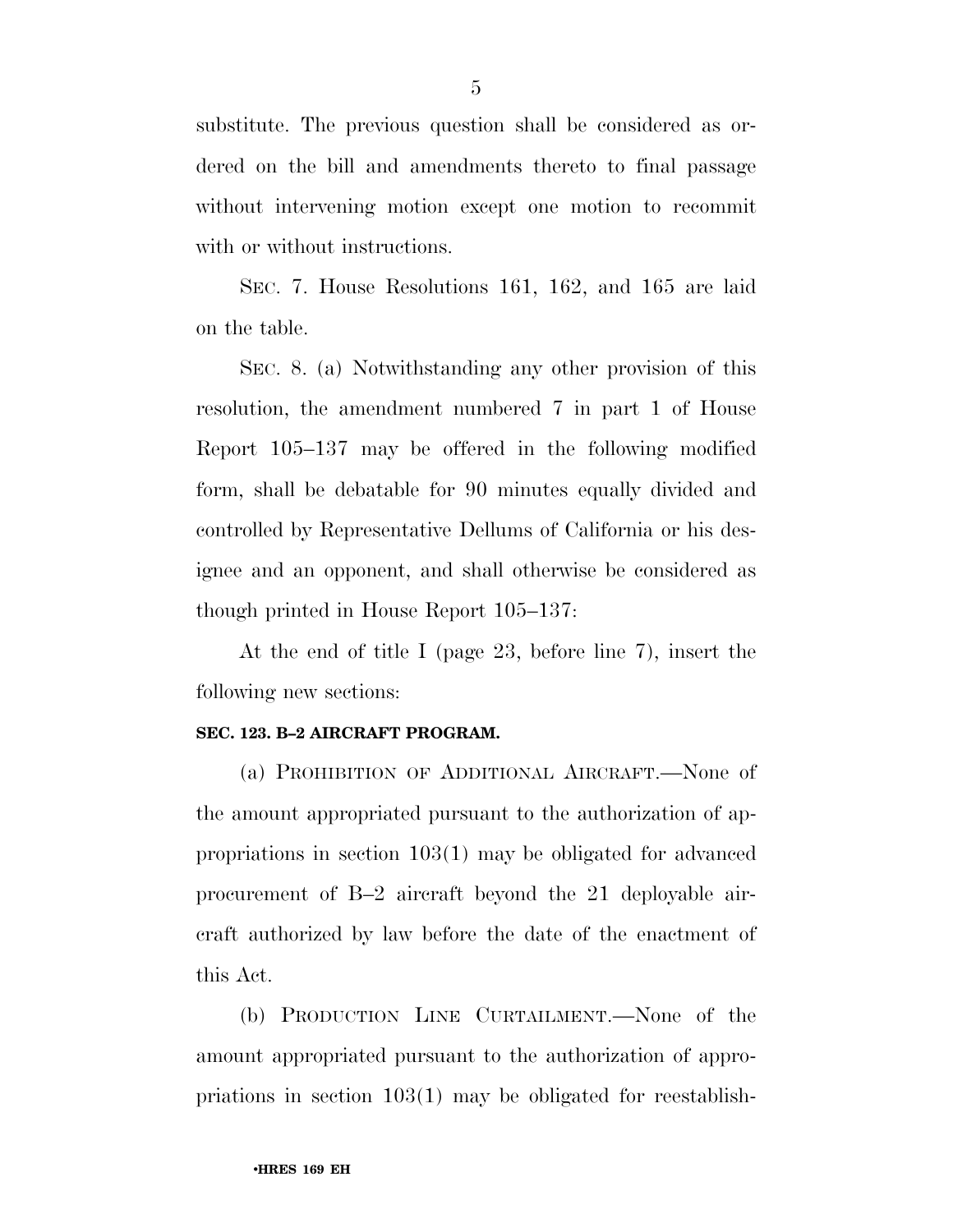substitute. The previous question shall be considered as ordered on the bill and amendments thereto to final passage without intervening motion except one motion to recommit with or without instructions.

SEC. 7. House Resolutions 161, 162, and 165 are laid on the table.

SEC. 8. (a) Notwithstanding any other provision of this resolution, the amendment numbered 7 in part 1 of House Report 105–137 may be offered in the following modified form, shall be debatable for 90 minutes equally divided and controlled by Representative Dellums of California or his designee and an opponent, and shall otherwise be considered as though printed in House Report 105–137:

At the end of title I (page 23, before line 7), insert the following new sections:

**SEC. 123. B–2 AIRCRAFT PROGRAM.**

(a) PROHIBITION OF ADDITIONAL AIRCRAFT.—None of the amount appropriated pursuant to the authorization of appropriations in section 103(1) may be obligated for advanced procurement of B–2 aircraft beyond the 21 deployable aircraft authorized by law before the date of the enactment of this Act.

(b) PRODUCTION LINE CURTAILMENT.—None of the amount appropriated pursuant to the authorization of appropriations in section 103(1) may be obligated for reestablish-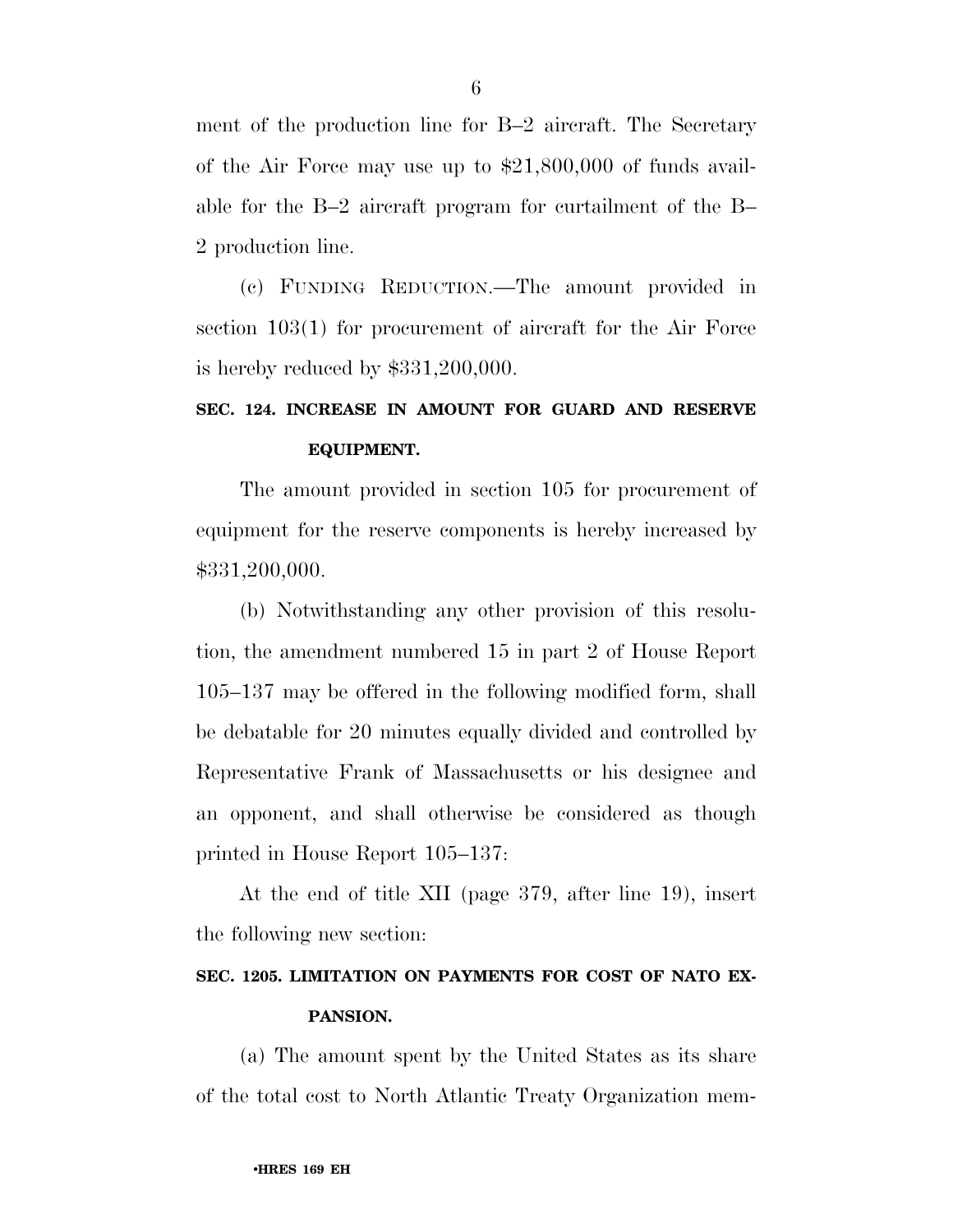ment of the production line for B–2 aircraft. The Secretary of the Air Force may use up to $21,800,000 of funds available for the B–2 aircraft program for curtailment of the B–2 production line.

(c) FUNDING REDUCTION.—The amount provided in section 103(1) for procurement of aircraft for the Air Force is hereby reduced by $331,200,000.

**SEC. 124. INCREASE IN AMOUNT FOR GUARD AND RESERVE EQUIPMENT.**

The amount provided in section 105 for procurement of equipment for the reserve components is hereby increased by $331,200,000.

(b) Notwithstanding any other provision of this resolution, the amendment numbered 15 in part 2 of House Report 105–137 may be offered in the following modified form, shall be debatable for 20 minutes equally divided and controlled by Representative Frank of Massachusetts or his designee and an opponent, and shall otherwise be considered as though printed in House Report 105–137:

At the end of title XII (page 379, after line 19), insert the following new section:

**SEC. 1205. LIMITATION ON PAYMENTS FOR COST OF NATO EXPANSION.**

(a) The amount spent by the United States as its share of the total cost to North Atlantic Treaty Organization mem-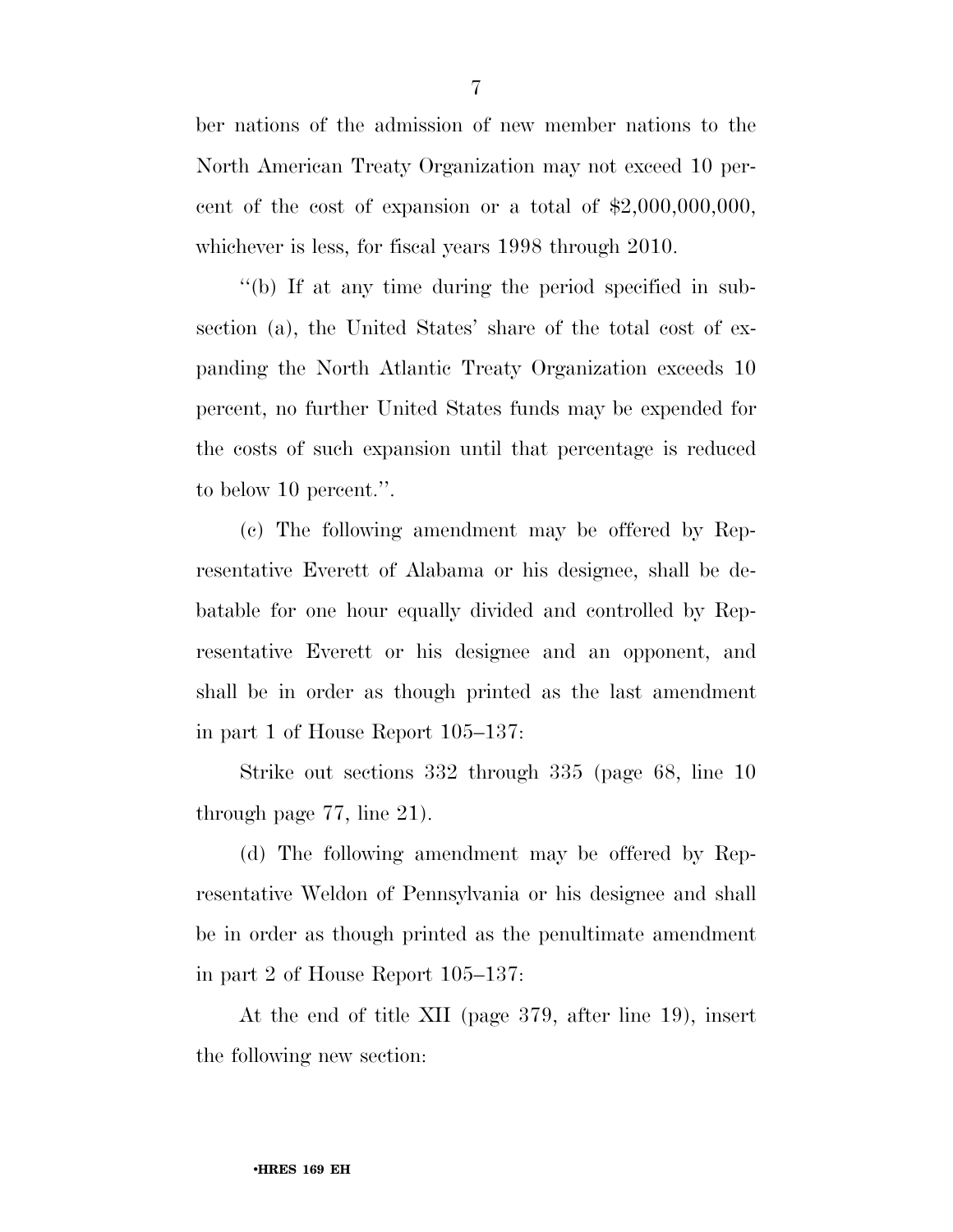ber nations of the admission of new member nations to the North American Treaty Organization may not exceed 10 percent of the cost of expansion or a total of $2,000,000,000, whichever is less, for fiscal years 1998 through 2010.

''(b) If at any time during the period specified in subsection (a), the United States' share of the total cost of expanding the North Atlantic Treaty Organization exceeds 10 percent, no further United States funds may be expended for the costs of such expansion until that percentage is reduced to below 10 percent.''.

(c) The following amendment may be offered by Representative Everett of Alabama or his designee, shall be debatable for one hour equally divided and controlled by Representative Everett or his designee and an opponent, and shall be in order as though printed as the last amendment in part 1 of House Report 105–137:

Strike out sections 332 through 335 (page 68, line 10 through page 77, line 21).

(d) The following amendment may be offered by Representative Weldon of Pennsylvania or his designee and shall be in order as though printed as the penultimate amendment in part 2 of House Report 105–137:

At the end of title XII (page 379, after line 19), insert the following new section: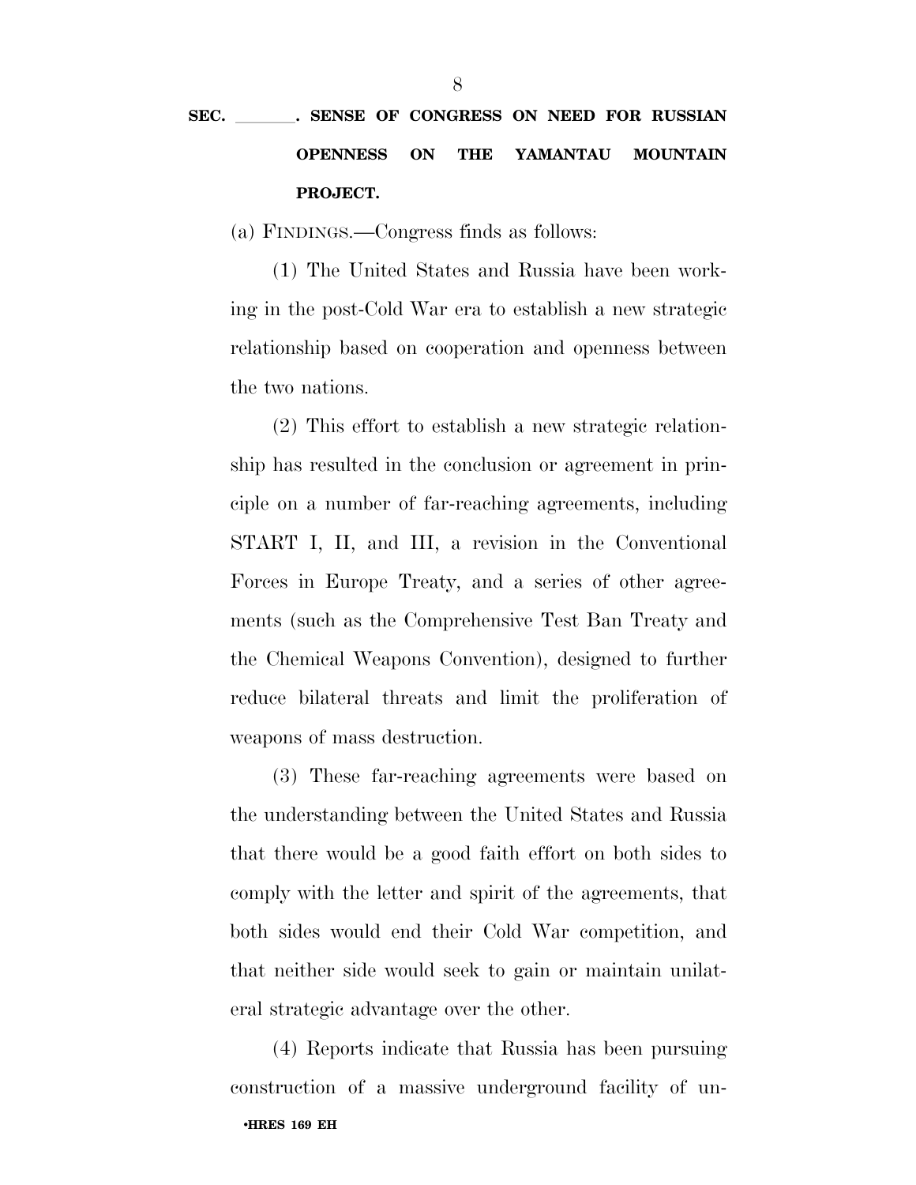**SEC. \_\_\_\_\_\_\_. SENSE OF CONGRESS ON NEED FOR RUSSIAN OPENNESS ON THE YAMANTAU MOUNTAIN PROJECT.**

(a) FINDINGS.—Congress finds as follows:

(1) The United States and Russia have been working in the post-Cold War era to establish a new strategic relationship based on cooperation and openness between the two nations.

(2) This effort to establish a new strategic relationship has resulted in the conclusion or agreement in principle on a number of far-reaching agreements, including START I, II, and III, a revision in the Conventional Forces in Europe Treaty, and a series of other agreements (such as the Comprehensive Test Ban Treaty and the Chemical Weapons Convention), designed to further reduce bilateral threats and limit the proliferation of weapons of mass destruction.

(3) These far-reaching agreements were based on the understanding between the United States and Russia that there would be a good faith effort on both sides to comply with the letter and spirit of the agreements, that both sides would end their Cold War competition, and that neither side would seek to gain or maintain unilateral strategic advantage over the other.

(4) Reports indicate that Russia has been pursuing construction of a massive underground facility of un-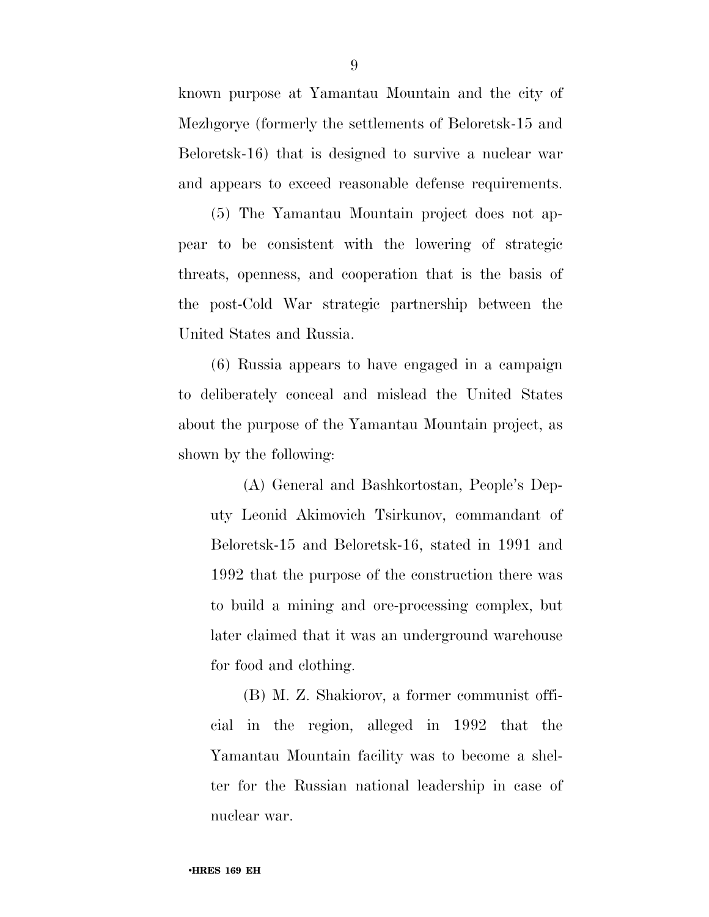known purpose at Yamantau Mountain and the city of Mezhgorye (formerly the settlements of Beloretsk-15 and Beloretsk-16) that is designed to survive a nuclear war and appears to exceed reasonable defense requirements.

(5) The Yamantau Mountain project does not appear to be consistent with the lowering of strategic threats, openness, and cooperation that is the basis of the post-Cold War strategic partnership between the United States and Russia.

(6) Russia appears to have engaged in a campaign to deliberately conceal and mislead the United States about the purpose of the Yamantau Mountain project, as shown by the following:

(A) General and Bashkortostan, People's Deputy Leonid Akimovich Tsirkunov, commandant of Beloretsk-15 and Beloretsk-16, stated in 1991 and 1992 that the purpose of the construction there was to build a mining and ore-processing complex, but later claimed that it was an underground warehouse for food and clothing.

(B) M. Z. Shakiorov, a former communist official in the region, alleged in 1992 that the Yamantau Mountain facility was to become a shelter for the Russian national leadership in case of nuclear war.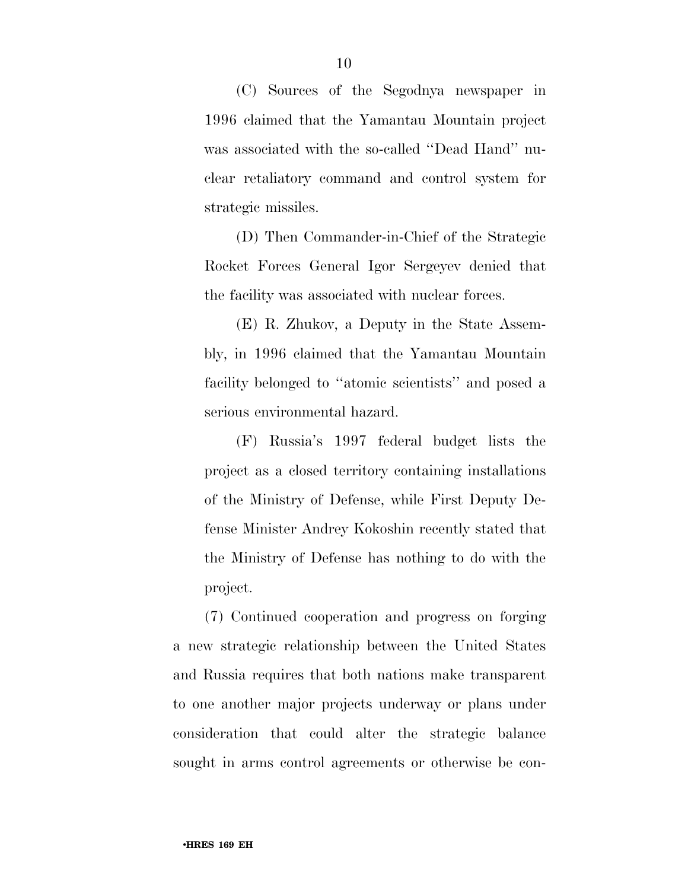(C) Sources of the Segodnya newspaper in 1996 claimed that the Yamantau Mountain project was associated with the so-called ''Dead Hand'' nuclear retaliatory command and control system for strategic missiles.

(D) Then Commander-in-Chief of the Strategic Rocket Forces General Igor Sergeyev denied that the facility was associated with nuclear forces.

(E) R. Zhukov, a Deputy in the State Assembly, in 1996 claimed that the Yamantau Mountain facility belonged to ''atomic scientists'' and posed a serious environmental hazard.

(F) Russia's 1997 federal budget lists the project as a closed territory containing installations of the Ministry of Defense, while First Deputy Defense Minister Andrey Kokoshin recently stated that the Ministry of Defense has nothing to do with the project.

(7) Continued cooperation and progress on forging a new strategic relationship between the United States and Russia requires that both nations make transparent to one another major projects underway or plans under consideration that could alter the strategic balance sought in arms control agreements or otherwise be con-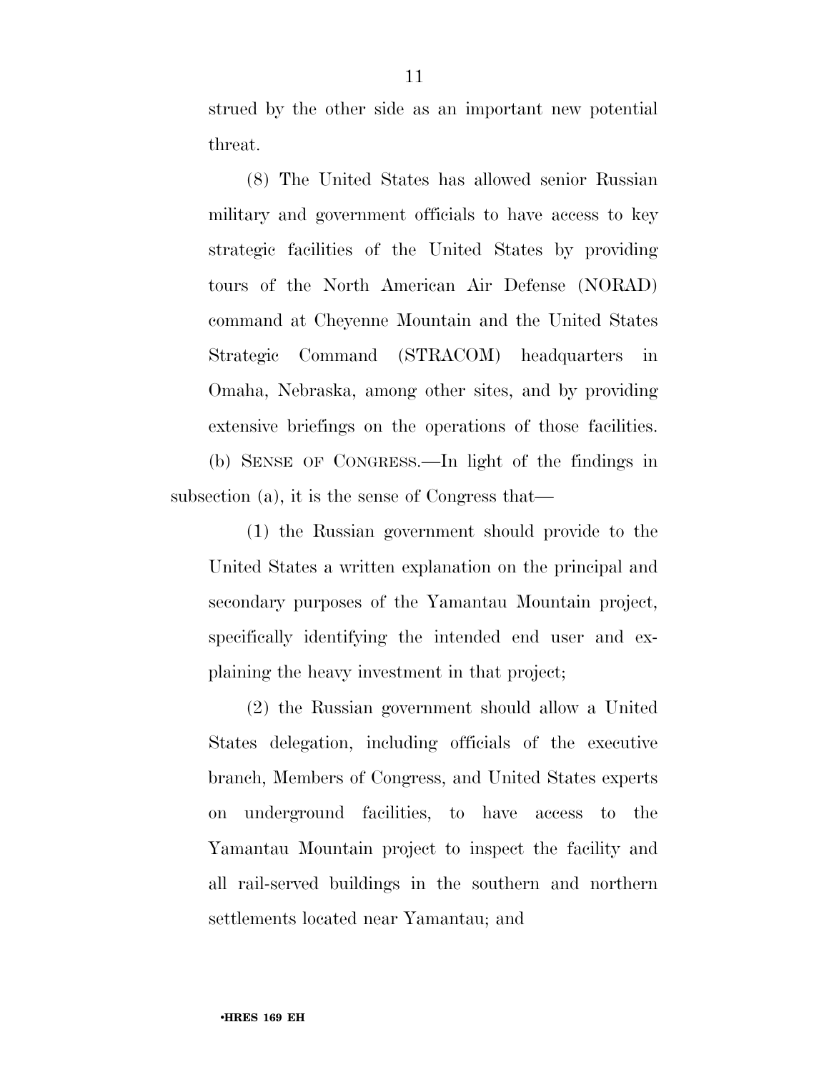strued by the other side as an important new potential threat.

(8) The United States has allowed senior Russian military and government officials to have access to key strategic facilities of the United States by providing tours of the North American Air Defense (NORAD) command at Cheyenne Mountain and the United States Strategic Command (STRACOM) headquarters in Omaha, Nebraska, among other sites, and by providing extensive briefings on the operations of those facilities.

(b) SENSE OF CONGRESS.—In light of the findings in subsection (a), it is the sense of Congress that—

(1) the Russian government should provide to the United States a written explanation on the principal and secondary purposes of the Yamantau Mountain project, specifically identifying the intended end user and explaining the heavy investment in that project;

(2) the Russian government should allow a United States delegation, including officials of the executive branch, Members of Congress, and United States experts on underground facilities, to have access to the Yamantau Mountain project to inspect the facility and all rail-served buildings in the southern and northern settlements located near Yamantau; and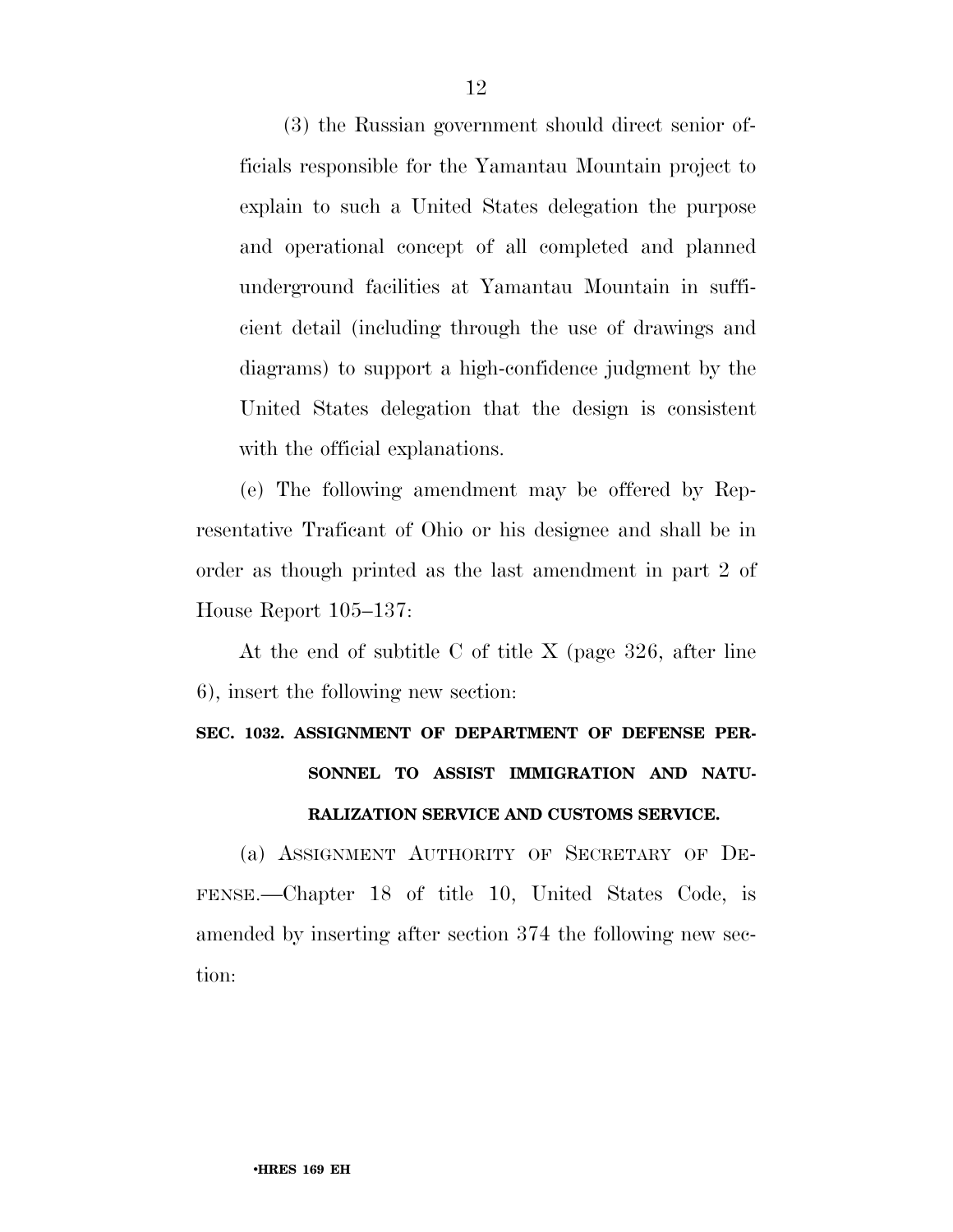(3) the Russian government should direct senior officials responsible for the Yamantau Mountain project to explain to such a United States delegation the purpose and operational concept of all completed and planned underground facilities at Yamantau Mountain in sufficient detail (including through the use of drawings and diagrams) to support a high-confidence judgment by the United States delegation that the design is consistent with the official explanations.

(e) The following amendment may be offered by Representative Traficant of Ohio or his designee and shall be in order as though printed as the last amendment in part 2 of House Report 105–137:

At the end of subtitle C of title X (page 326, after line 6), insert the following new section:

**SEC. 1032. ASSIGNMENT OF DEPARTMENT OF DEFENSE PERSONNEL TO ASSIST IMMIGRATION AND NATURALIZATION SERVICE AND CUSTOMS SERVICE.**

(a) ASSIGNMENT AUTHORITY OF SECRETARY OF DEFENSE.—Chapter 18 of title 10, United States Code, is amended by inserting after section 374 the following new section: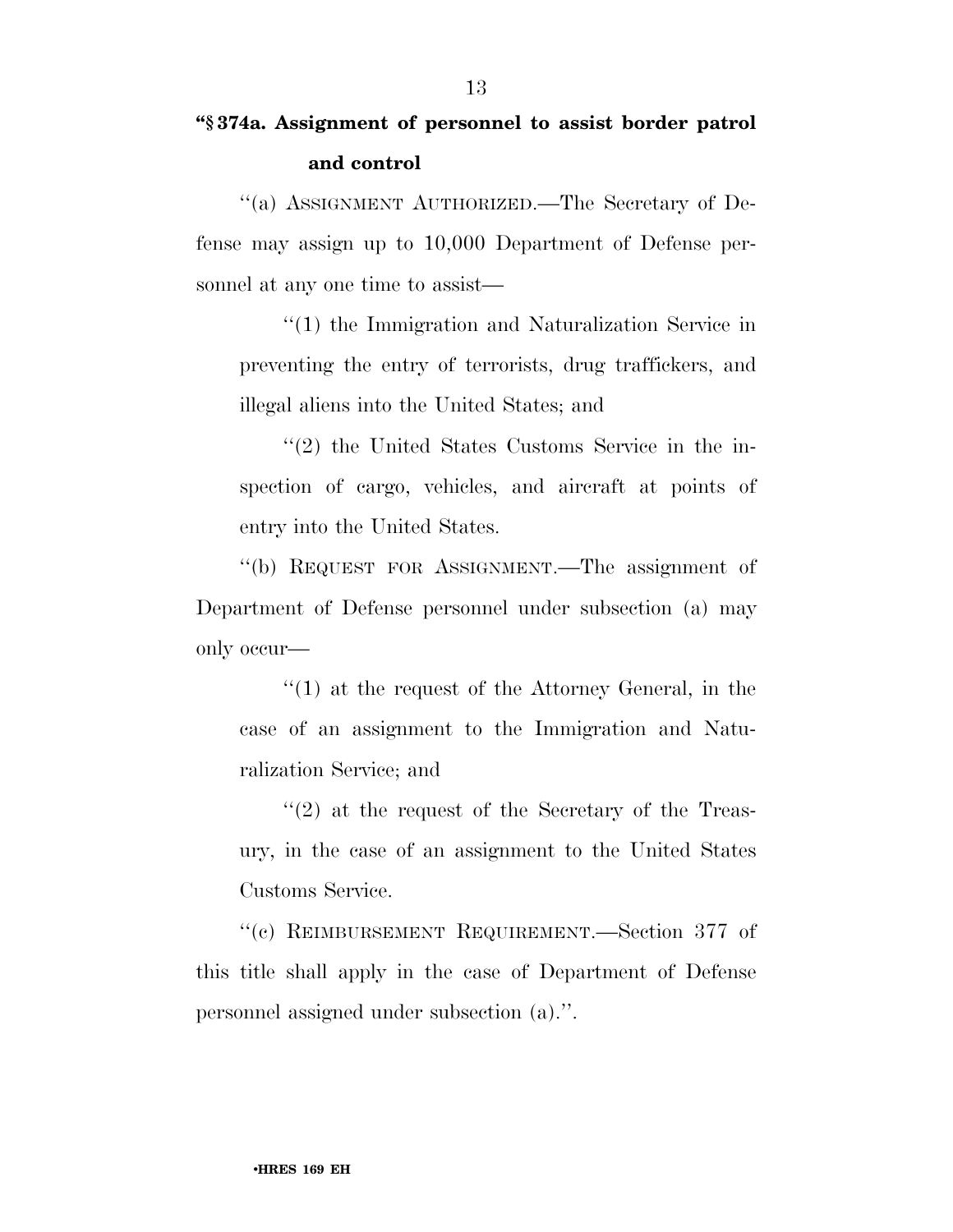**"§ 374a. Assignment of personnel to assist border patrol and control**

"(a) ASSIGNMENT AUTHORIZED.—The Secretary of Defense may assign up to 10,000 Department of Defense personnel at any one time to assist—

"(1) the Immigration and Naturalization Service in preventing the entry of terrorists, drug traffickers, and illegal aliens into the United States; and

"(2) the United States Customs Service in the inspection of cargo, vehicles, and aircraft at points of entry into the United States.

"(b) REQUEST FOR ASSIGNMENT.—The assignment of Department of Defense personnel under subsection (a) may only occur—

"(1) at the request of the Attorney General, in the case of an assignment to the Immigration and Naturalization Service; and

"(2) at the request of the Secretary of the Treasury, in the case of an assignment to the United States Customs Service.

"(c) REIMBURSEMENT REQUIREMENT.—Section 377 of this title shall apply in the case of Department of Defense personnel assigned under subsection (a).".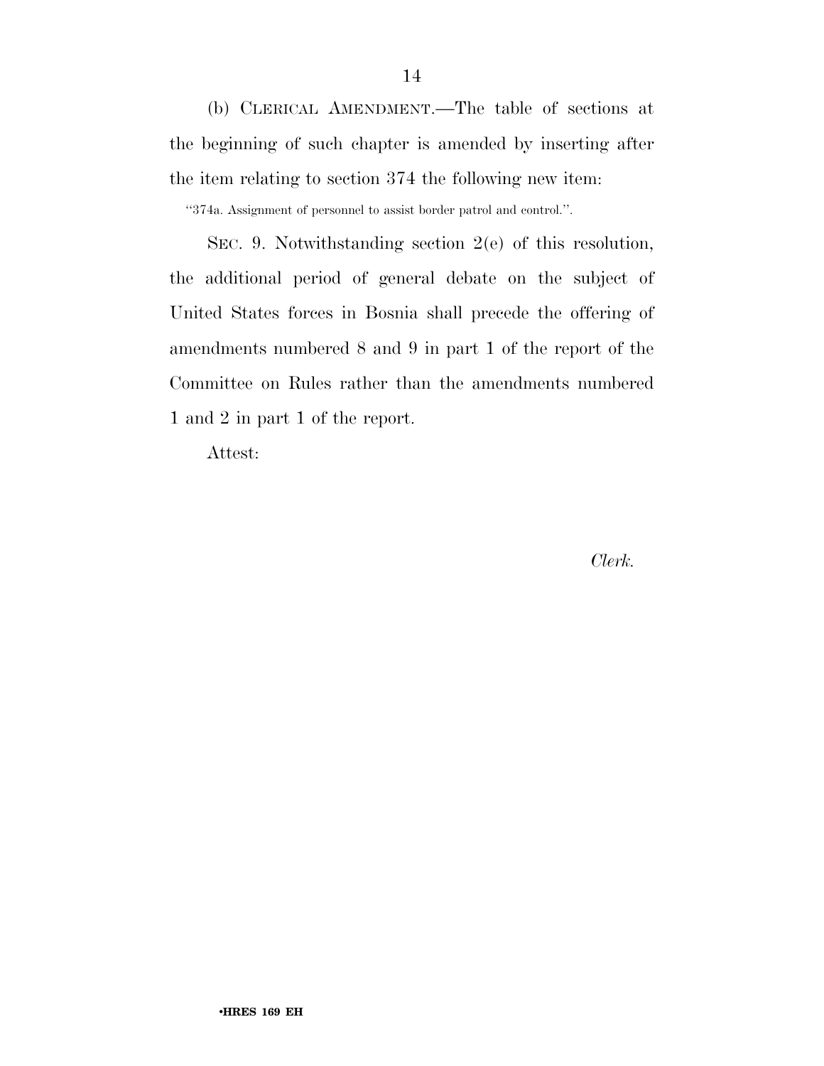(b) CLERICAL AMENDMENT.—The table of sections at the beginning of such chapter is amended by inserting after the item relating to section 374 the following new item:

"374a. Assignment of personnel to assist border patrol and control.".

SEC. 9. Notwithstanding section 2(e) of this resolution, the additional period of general debate on the subject of United States forces in Bosnia shall precede the offering of amendments numbered 8 and 9 in part 1 of the report of the Committee on Rules rather than the amendments numbered 1 and 2 in part 1 of the report.

Attest:

*Clerk.*

•HRES 169 EH